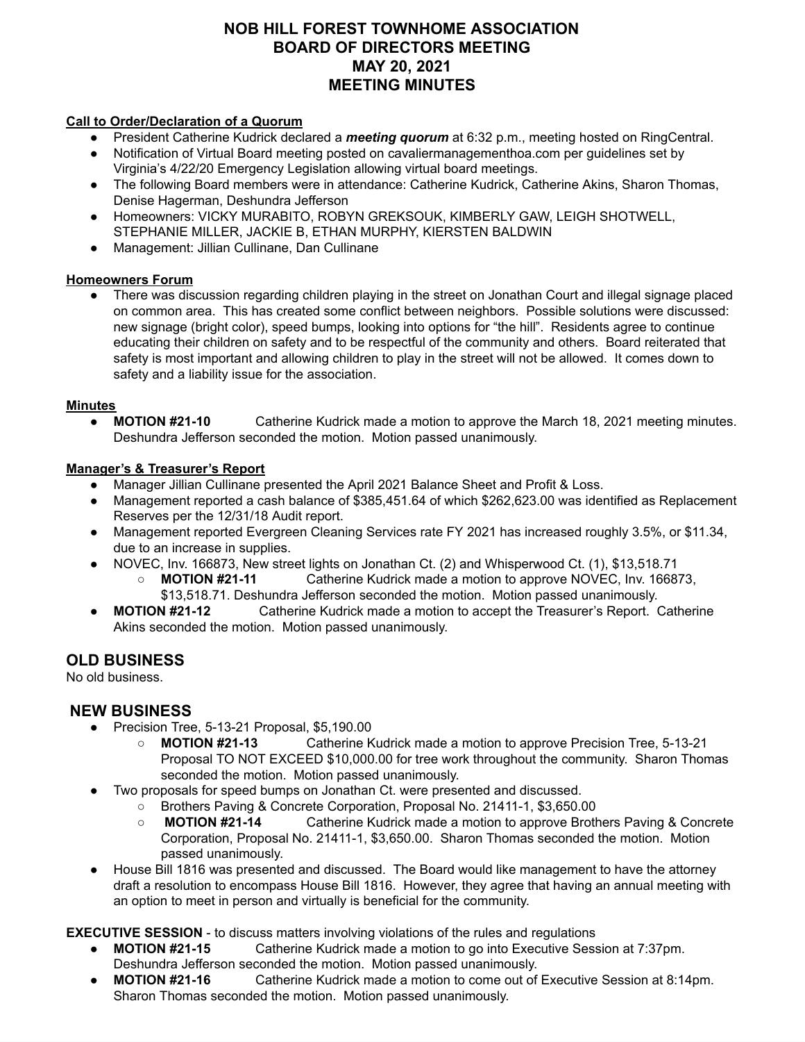# NOB HILL FOREST TOWNHOME ASSOCIATION
# BOARD OF DIRECTORS MEETING
# MAY 20, 2021
# MEETING MINUTES

**Call to Order/Declaration of a Quorum**

- President Catherine Kudrick declared a ***meeting quorum*** at 6:32 p.m., meeting hosted on RingCentral.
- Notification of Virtual Board meeting posted on cavaliermanagementhoa.com per guidelines set by Virginia's 4/22/20 Emergency Legislation allowing virtual board meetings.
- The following Board members were in attendance: Catherine Kudrick, Catherine Akins, Sharon Thomas, Denise Hagerman, Deshundra Jefferson
- Homeowners: VICKY MURABITO, ROBYN GREKSOUK, KIMBERLY GAW, LEIGH SHOTWELL, STEPHANIE MILLER, JACKIE B, ETHAN MURPHY, KIERSTEN BALDWIN
- Management: Jillian Cullinane, Dan Cullinane

**Homeowners Forum**

- There was discussion regarding children playing in the street on Jonathan Court and illegal signage placed on common area. This has created some conflict between neighbors. Possible solutions were discussed: new signage (bright color), speed bumps, looking into options for "the hill". Residents agree to continue educating their children on safety and to be respectful of the community and others. Board reiterated that safety is most important and allowing children to play in the street will not be allowed. It comes down to safety and a liability issue for the association.

**Minutes**

- **MOTION #21-10** Catherine Kudrick made a motion to approve the March 18, 2021 meeting minutes. Deshundra Jefferson seconded the motion. Motion passed unanimously.

**Manager's & Treasurer's Report**

- Manager Jillian Cullinane presented the April 2021 Balance Sheet and Profit & Loss.
- Management reported a cash balance of $385,451.64 of which $262,623.00 was identified as Replacement Reserves per the 12/31/18 Audit report.
- Management reported Evergreen Cleaning Services rate FY 2021 has increased roughly 3.5%, or $11.34, due to an increase in supplies.
- NOVEC, Inv. 166873, New street lights on Jonathan Ct. (2) and Whisperwood Ct. (1), $13,518.71
  - **MOTION #21-11** Catherine Kudrick made a motion to approve NOVEC, Inv. 166873, $13,518.71. Deshundra Jefferson seconded the motion. Motion passed unanimously.
- **MOTION #21-12** Catherine Kudrick made a motion to accept the Treasurer's Report. Catherine Akins seconded the motion. Motion passed unanimously.

## OLD BUSINESS

No old business.

## NEW BUSINESS

- Precision Tree, 5-13-21 Proposal, $5,190.00
  - **MOTION #21-13** Catherine Kudrick made a motion to approve Precision Tree, 5-13-21 Proposal TO NOT EXCEED $10,000.00 for tree work throughout the community. Sharon Thomas seconded the motion. Motion passed unanimously.
- Two proposals for speed bumps on Jonathan Ct. were presented and discussed.
  - Brothers Paving & Concrete Corporation, Proposal No. 21411-1, $3,650.00
  - **MOTION #21-14** Catherine Kudrick made a motion to approve Brothers Paving & Concrete Corporation, Proposal No. 21411-1, $3,650.00. Sharon Thomas seconded the motion. Motion passed unanimously.
- House Bill 1816 was presented and discussed. The Board would like management to have the attorney draft a resolution to encompass House Bill 1816. However, they agree that having an annual meeting with an option to meet in person and virtually is beneficial for the community.

**EXECUTIVE SESSION** - to discuss matters involving violations of the rules and regulations

- **MOTION #21-15** Catherine Kudrick made a motion to go into Executive Session at 7:37pm. Deshundra Jefferson seconded the motion. Motion passed unanimously.
- **MOTION #21-16** Catherine Kudrick made a motion to come out of Executive Session at 8:14pm. Sharon Thomas seconded the motion. Motion passed unanimously.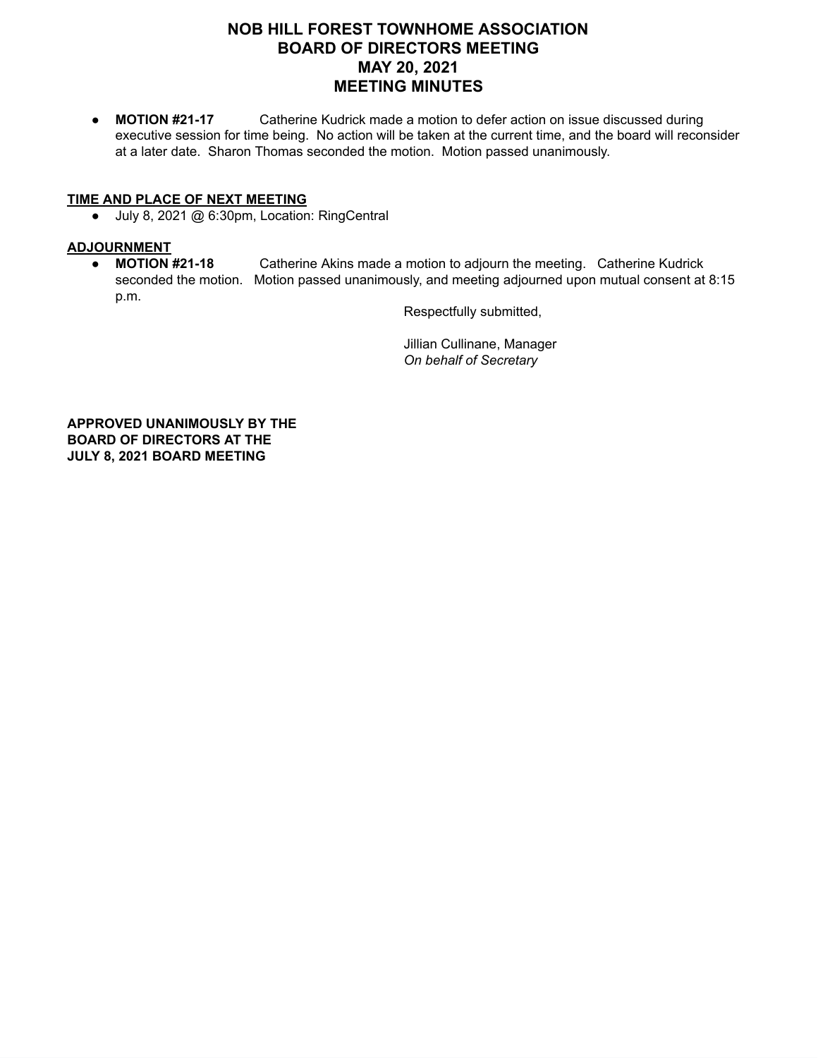# NOB HILL FOREST TOWNHOME ASSOCIATION
# BOARD OF DIRECTORS MEETING
# MAY 20, 2021
# MEETING MINUTES

- **MOTION #21-17** Catherine Kudrick made a motion to defer action on issue discussed during executive session for time being. No action will be taken at the current time, and the board will reconsider at a later date. Sharon Thomas seconded the motion. Motion passed unanimously.

**TIME AND PLACE OF NEXT MEETING**

- July 8, 2021 @ 6:30pm, Location: RingCentral

**ADJOURNMENT**

- **MOTION #21-18** Catherine Akins made a motion to adjourn the meeting. Catherine Kudrick seconded the motion. Motion passed unanimously, and meeting adjourned upon mutual consent at 8:15 p.m.

Respectfully submitted,

Jillian Cullinane, Manager
*On behalf of Secretary*

**APPROVED UNANIMOUSLY BY THE BOARD OF DIRECTORS AT THE JULY 8, 2021 BOARD MEETING**